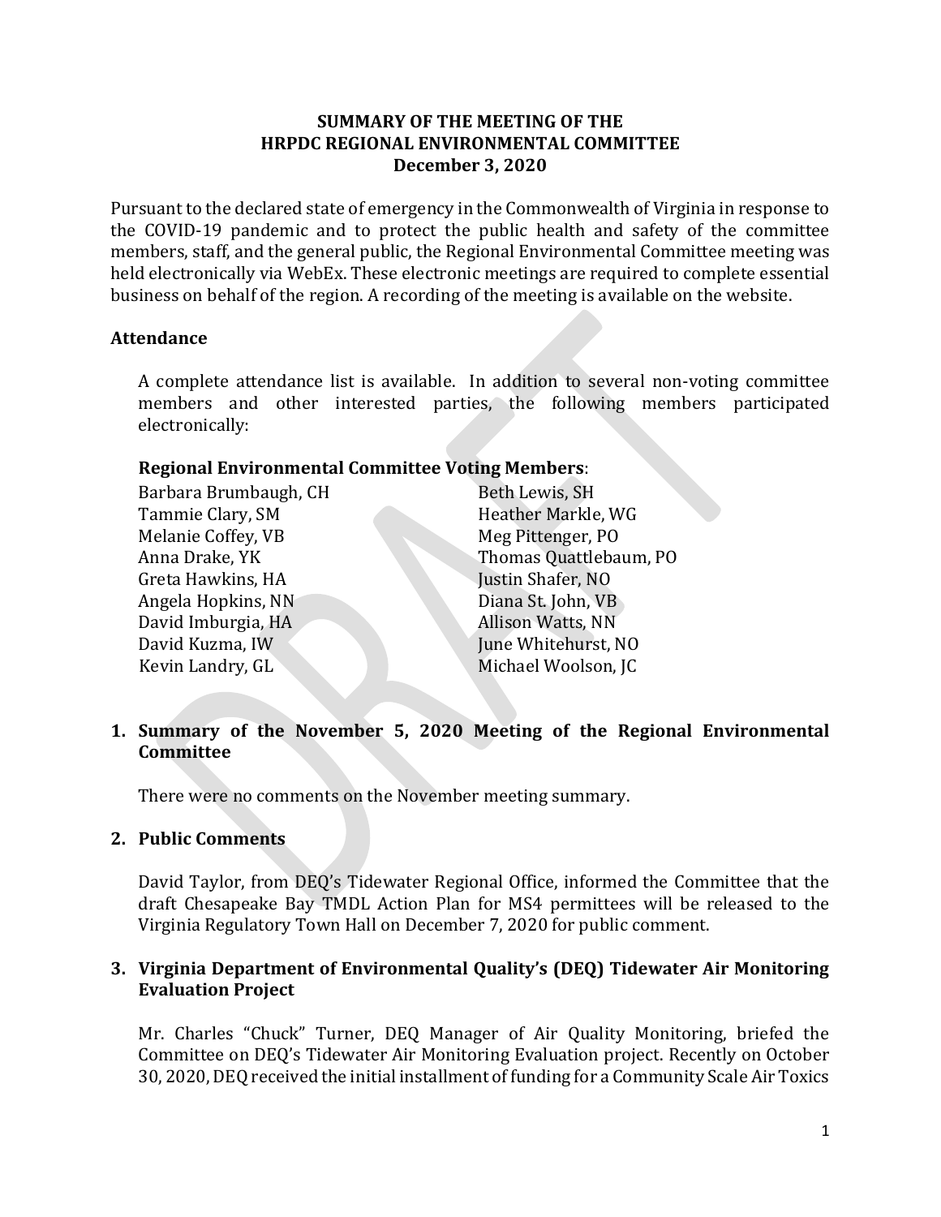**SUMMARY OF THE MEETING OF THE**
**HRPDC REGIONAL ENVIRONMENTAL COMMITTEE**
**December 3, 2020**

Pursuant to the declared state of emergency in the Commonwealth of Virginia in response to the COVID-19 pandemic and to protect the public health and safety of the committee members, staff, and the general public, the Regional Environmental Committee meeting was held electronically via WebEx. These electronic meetings are required to complete essential business on behalf of the region. A recording of the meeting is available on the website.

### Attendance

A complete attendance list is available. In addition to several non-voting committee members and other interested parties, the following members participated electronically:

**Regional Environmental Committee Voting Members**:

Barbara Brumbaugh, CH
Tammie Clary, SM
Melanie Coffey, VB
Anna Drake, YK
Greta Hawkins, HA
Angela Hopkins, NN
David Imburgia, HA
David Kuzma, IW
Kevin Landry, GL
Beth Lewis, SH
Heather Markle, WG
Meg Pittenger, PO
Thomas Quattlebaum, PO
Justin Shafer, NO
Diana St. John, VB
Allison Watts, NN
June Whitehurst, NO
Michael Woolson, JC

### 1. Summary of the November 5, 2020 Meeting of the Regional Environmental Committee

There were no comments on the November meeting summary.

### 2. Public Comments

David Taylor, from DEQ's Tidewater Regional Office, informed the Committee that the draft Chesapeake Bay TMDL Action Plan for MS4 permittees will be released to the Virginia Regulatory Town Hall on December 7, 2020 for public comment.

### 3. Virginia Department of Environmental Quality's (DEQ) Tidewater Air Monitoring Evaluation Project

Mr. Charles "Chuck" Turner, DEQ Manager of Air Quality Monitoring, briefed the Committee on DEQ's Tidewater Air Monitoring Evaluation project. Recently on October 30, 2020, DEQ received the initial installment of funding for a Community Scale Air Toxics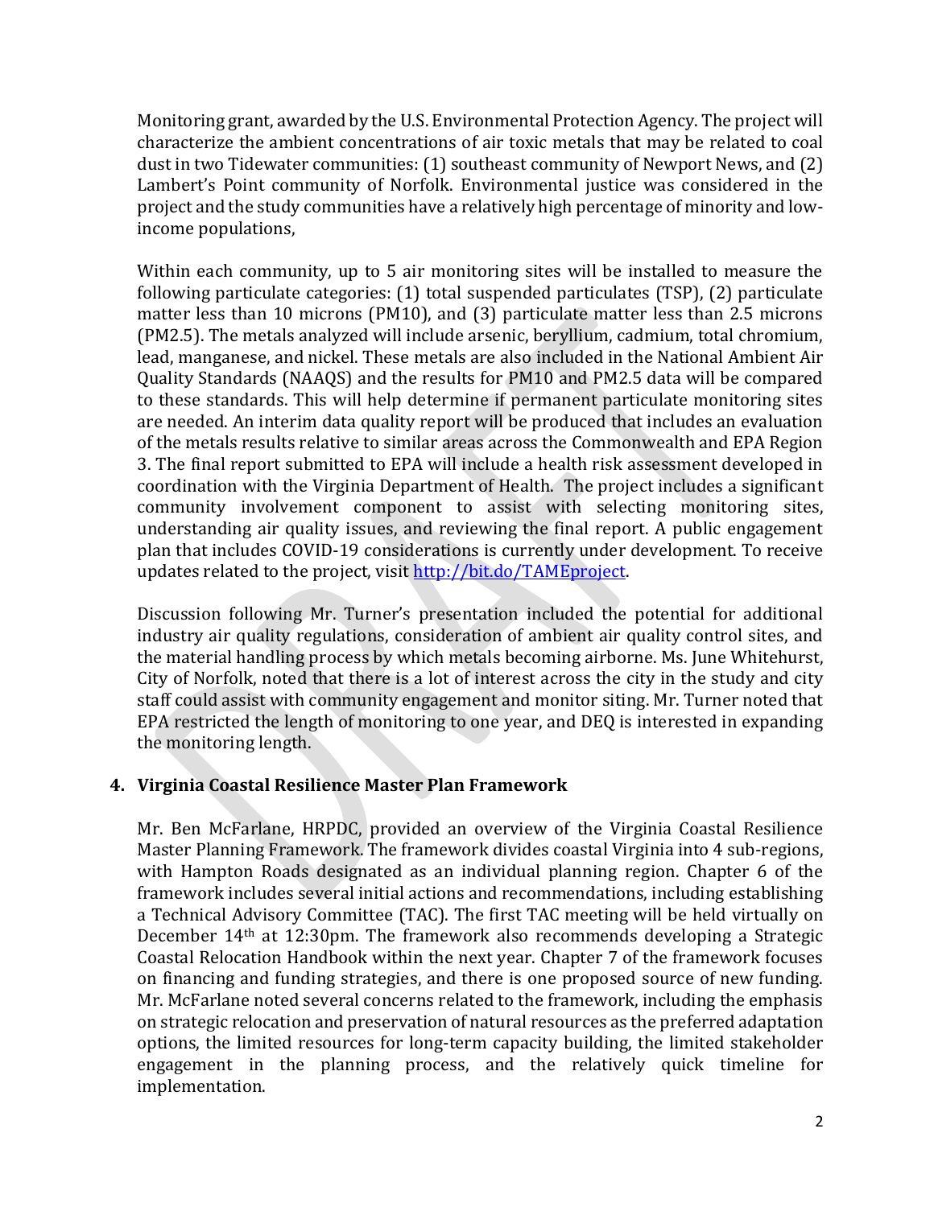Monitoring grant, awarded by the U.S. Environmental Protection Agency. The project will characterize the ambient concentrations of air toxic metals that may be related to coal dust in two Tidewater communities: (1) southeast community of Newport News, and (2) Lambert's Point community of Norfolk. Environmental justice was considered in the project and the study communities have a relatively high percentage of minority and low-income populations,

Within each community, up to 5 air monitoring sites will be installed to measure the following particulate categories: (1) total suspended particulates (TSP), (2) particulate matter less than 10 microns (PM10), and (3) particulate matter less than 2.5 microns (PM2.5). The metals analyzed will include arsenic, beryllium, cadmium, total chromium, lead, manganese, and nickel. These metals are also included in the National Ambient Air Quality Standards (NAAQS) and the results for PM10 and PM2.5 data will be compared to these standards. This will help determine if permanent particulate monitoring sites are needed. An interim data quality report will be produced that includes an evaluation of the metals results relative to similar areas across the Commonwealth and EPA Region 3. The final report submitted to EPA will include a health risk assessment developed in coordination with the Virginia Department of Health. The project includes a significant community involvement component to assist with selecting monitoring sites, understanding air quality issues, and reviewing the final report. A public engagement plan that includes COVID-19 considerations is currently under development. To receive updates related to the project, visit [http://bit.do/TAMEproject](http://bit.do/TAMEproject).

Discussion following Mr. Turner's presentation included the potential for additional industry air quality regulations, consideration of ambient air quality control sites, and the material handling process by which metals becoming airborne. Ms. June Whitehurst, City of Norfolk, noted that there is a lot of interest across the city in the study and city staff could assist with community engagement and monitor siting. Mr. Turner noted that EPA restricted the length of monitoring to one year, and DEQ is interested in expanding the monitoring length.

**4. Virginia Coastal Resilience Master Plan Framework**

Mr. Ben McFarlane, HRPDC, provided an overview of the Virginia Coastal Resilience Master Planning Framework. The framework divides coastal Virginia into 4 sub-regions, with Hampton Roads designated as an individual planning region. Chapter 6 of the framework includes several initial actions and recommendations, including establishing a Technical Advisory Committee (TAC). The first TAC meeting will be held virtually on December 14th at 12:30pm. The framework also recommends developing a Strategic Coastal Relocation Handbook within the next year. Chapter 7 of the framework focuses on financing and funding strategies, and there is one proposed source of new funding. Mr. McFarlane noted several concerns related to the framework, including the emphasis on strategic relocation and preservation of natural resources as the preferred adaptation options, the limited resources for long-term capacity building, the limited stakeholder engagement in the planning process, and the relatively quick timeline for implementation.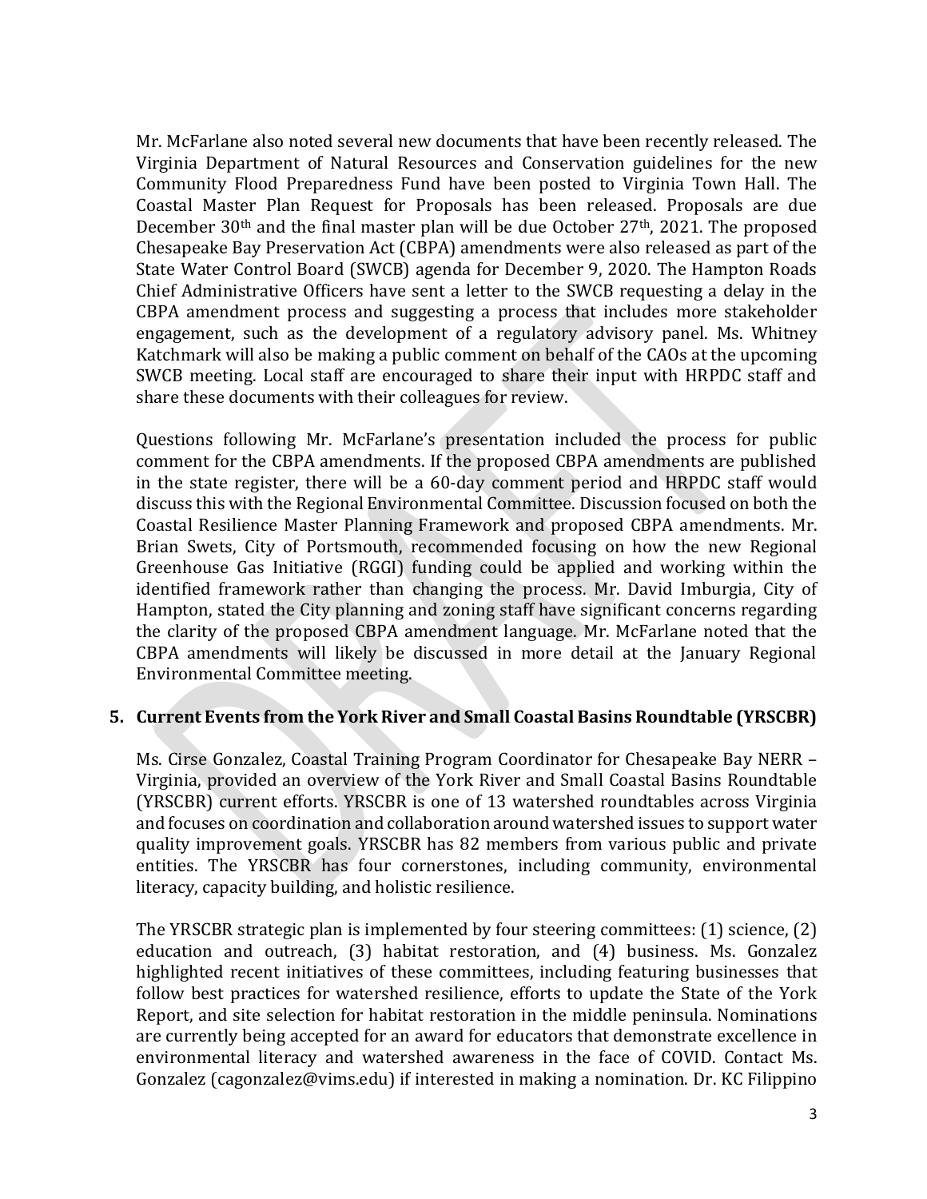Mr. McFarlane also noted several new documents that have been recently released. The Virginia Department of Natural Resources and Conservation guidelines for the new Community Flood Preparedness Fund have been posted to Virginia Town Hall. The Coastal Master Plan Request for Proposals has been released. Proposals are due December 30th and the final master plan will be due October 27th, 2021. The proposed Chesapeake Bay Preservation Act (CBPA) amendments were also released as part of the State Water Control Board (SWCB) agenda for December 9, 2020. The Hampton Roads Chief Administrative Officers have sent a letter to the SWCB requesting a delay in the CBPA amendment process and suggesting a process that includes more stakeholder engagement, such as the development of a regulatory advisory panel. Ms. Whitney Katchmark will also be making a public comment on behalf of the CAOs at the upcoming SWCB meeting. Local staff are encouraged to share their input with HRPDC staff and share these documents with their colleagues for review.

Questions following Mr. McFarlane's presentation included the process for public comment for the CBPA amendments. If the proposed CBPA amendments are published in the state register, there will be a 60-day comment period and HRPDC staff would discuss this with the Regional Environmental Committee. Discussion focused on both the Coastal Resilience Master Planning Framework and proposed CBPA amendments. Mr. Brian Swets, City of Portsmouth, recommended focusing on how the new Regional Greenhouse Gas Initiative (RGGI) funding could be applied and working within the identified framework rather than changing the process. Mr. David Imburgia, City of Hampton, stated the City planning and zoning staff have significant concerns regarding the clarity of the proposed CBPA amendment language. Mr. McFarlane noted that the CBPA amendments will likely be discussed in more detail at the January Regional Environmental Committee meeting.

## 5. Current Events from the York River and Small Coastal Basins Roundtable (YRSCBR)

Ms. Cirse Gonzalez, Coastal Training Program Coordinator for Chesapeake Bay NERR – Virginia, provided an overview of the York River and Small Coastal Basins Roundtable (YRSCBR) current efforts. YRSCBR is one of 13 watershed roundtables across Virginia and focuses on coordination and collaboration around watershed issues to support water quality improvement goals. YRSCBR has 82 members from various public and private entities. The YRSCBR has four cornerstones, including community, environmental literacy, capacity building, and holistic resilience.

The YRSCBR strategic plan is implemented by four steering committees: (1) science, (2) education and outreach, (3) habitat restoration, and (4) business. Ms. Gonzalez highlighted recent initiatives of these committees, including featuring businesses that follow best practices for watershed resilience, efforts to update the State of the York Report, and site selection for habitat restoration in the middle peninsula. Nominations are currently being accepted for an award for educators that demonstrate excellence in environmental literacy and watershed awareness in the face of COVID. Contact Ms. Gonzalez (cagonzalez@vims.edu) if interested in making a nomination. Dr. KC Filippino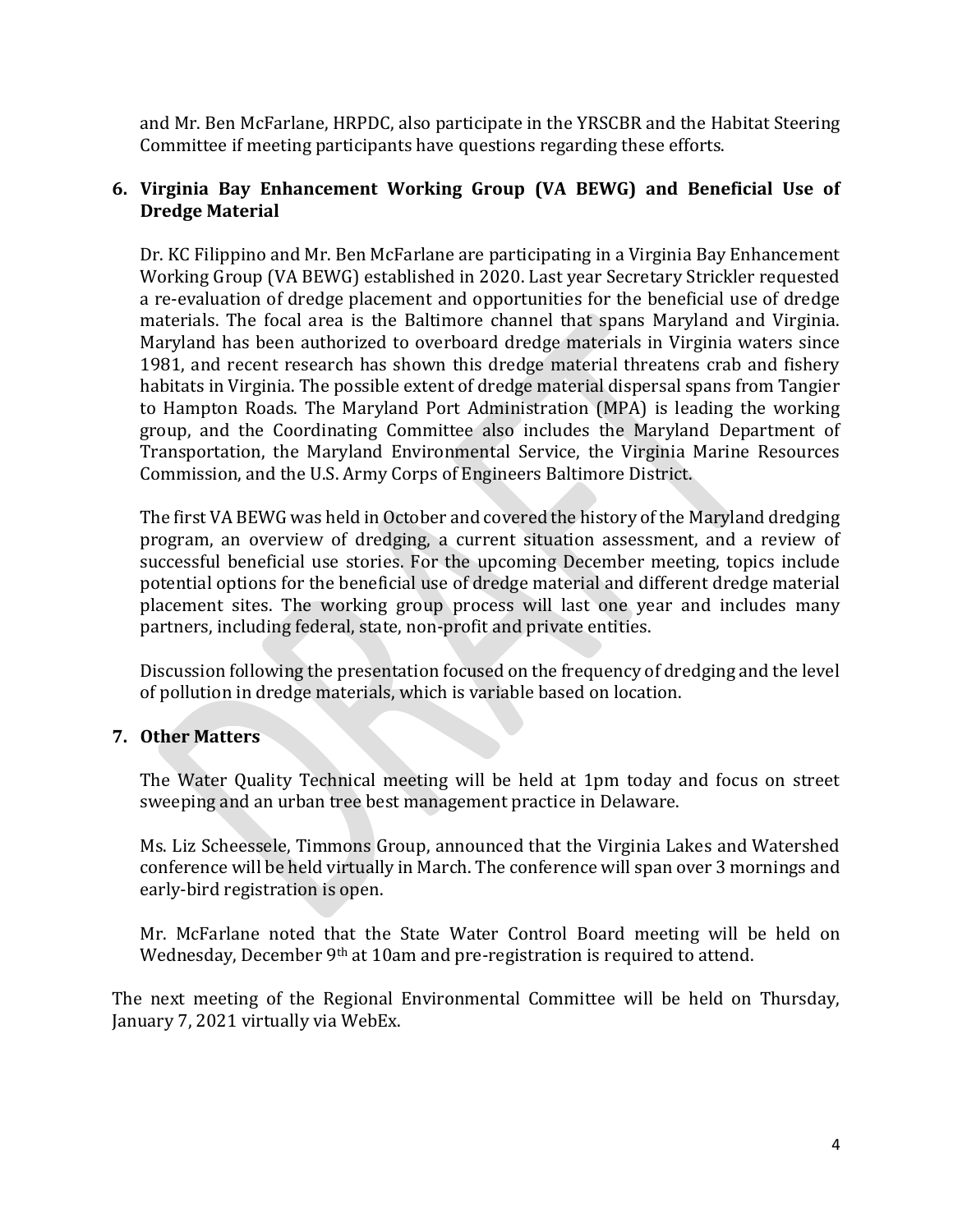and Mr. Ben McFarlane, HRPDC, also participate in the YRSCBR and the Habitat Steering Committee if meeting participants have questions regarding these efforts.

### 6. Virginia Bay Enhancement Working Group (VA BEWG) and Beneficial Use of Dredge Material

Dr. KC Filippino and Mr. Ben McFarlane are participating in a Virginia Bay Enhancement Working Group (VA BEWG) established in 2020. Last year Secretary Strickler requested a re-evaluation of dredge placement and opportunities for the beneficial use of dredge materials. The focal area is the Baltimore channel that spans Maryland and Virginia. Maryland has been authorized to overboard dredge materials in Virginia waters since 1981, and recent research has shown this dredge material threatens crab and fishery habitats in Virginia. The possible extent of dredge material dispersal spans from Tangier to Hampton Roads. The Maryland Port Administration (MPA) is leading the working group, and the Coordinating Committee also includes the Maryland Department of Transportation, the Maryland Environmental Service, the Virginia Marine Resources Commission, and the U.S. Army Corps of Engineers Baltimore District.

The first VA BEWG was held in October and covered the history of the Maryland dredging program, an overview of dredging, a current situation assessment, and a review of successful beneficial use stories. For the upcoming December meeting, topics include potential options for the beneficial use of dredge material and different dredge material placement sites. The working group process will last one year and includes many partners, including federal, state, non-profit and private entities.

Discussion following the presentation focused on the frequency of dredging and the level of pollution in dredge materials, which is variable based on location.

### 7. Other Matters

The Water Quality Technical meeting will be held at 1pm today and focus on street sweeping and an urban tree best management practice in Delaware.

Ms. Liz Scheessele, Timmons Group, announced that the Virginia Lakes and Watershed conference will be held virtually in March. The conference will span over 3 mornings and early-bird registration is open.

Mr. McFarlane noted that the State Water Control Board meeting will be held on Wednesday, December 9th at 10am and pre-registration is required to attend.

The next meeting of the Regional Environmental Committee will be held on Thursday, January 7, 2021 virtually via WebEx.